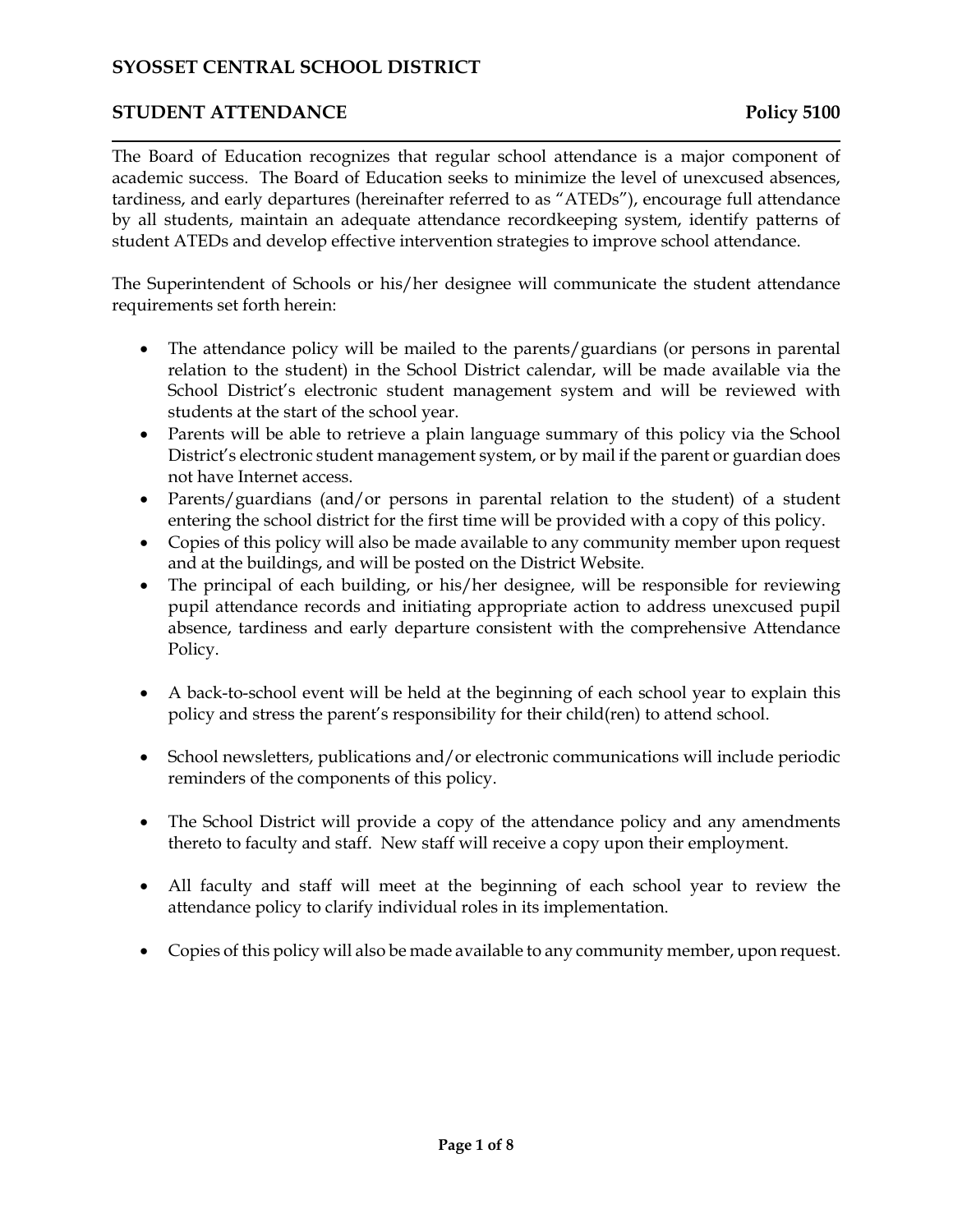# SYOSSET CENTRAL SCHOOL DISTRICT

## STUDENT ATTENDANCE — Policy 5100

The Board of Education recognizes that regular school attendance is a major component of academic success. The Board of Education seeks to minimize the level of unexcused absences, tardiness, and early departures (hereinafter referred to as "ATEDs"), encourage full attendance by all students, maintain an adequate attendance recordkeeping system, identify patterns of student ATEDs and develop effective intervention strategies to improve school attendance.

The Superintendent of Schools or his/her designee will communicate the student attendance requirements set forth herein:

- The attendance policy will be mailed to the parents/guardians (or persons in parental relation to the student) in the School District calendar, will be made available via the School District's electronic student management system and will be reviewed with students at the start of the school year.
- Parents will be able to retrieve a plain language summary of this policy via the School District's electronic student management system, or by mail if the parent or guardian does not have Internet access.
- Parents/guardians (and/or persons in parental relation to the student) of a student entering the school district for the first time will be provided with a copy of this policy.
- Copies of this policy will also be made available to any community member upon request and at the buildings, and will be posted on the District Website.
- The principal of each building, or his/her designee, will be responsible for reviewing pupil attendance records and initiating appropriate action to address unexcused pupil absence, tardiness and early departure consistent with the comprehensive Attendance Policy.
- A back-to-school event will be held at the beginning of each school year to explain this policy and stress the parent's responsibility for their child(ren) to attend school.
- School newsletters, publications and/or electronic communications will include periodic reminders of the components of this policy.
- The School District will provide a copy of the attendance policy and any amendments thereto to faculty and staff. New staff will receive a copy upon their employment.
- All faculty and staff will meet at the beginning of each school year to review the attendance policy to clarify individual roles in its implementation.
- Copies of this policy will also be made available to any community member, upon request.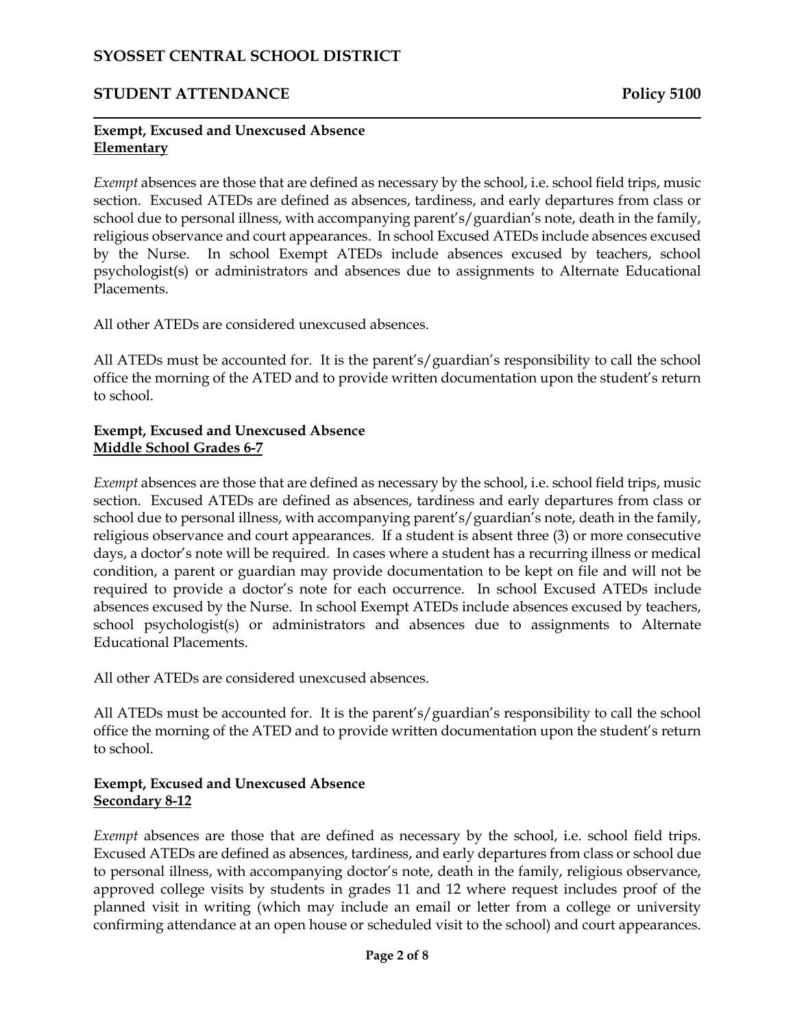**Exempt, Excused and Unexcused Absence**
**<u>Elementary</u>**

*Exempt* absences are those that are defined as necessary by the school, i.e. school field trips, music section. Excused ATEDs are defined as absences, tardiness, and early departures from class or school due to personal illness, with accompanying parent's/guardian's note, death in the family, religious observance and court appearances. In school Excused ATEDs include absences excused by the Nurse. In school Exempt ATEDs include absences excused by teachers, school psychologist(s) or administrators and absences due to assignments to Alternate Educational Placements.

All other ATEDs are considered unexcused absences.

All ATEDs must be accounted for. It is the parent's/guardian's responsibility to call the school office the morning of the ATED and to provide written documentation upon the student's return to school.

**Exempt, Excused and Unexcused Absence**
**<u>Middle School Grades 6-7</u>**

*Exempt* absences are those that are defined as necessary by the school, i.e. school field trips, music section. Excused ATEDs are defined as absences, tardiness and early departures from class or school due to personal illness, with accompanying parent's/guardian's note, death in the family, religious observance and court appearances. If a student is absent three (3) or more consecutive days, a doctor's note will be required. In cases where a student has a recurring illness or medical condition, a parent or guardian may provide documentation to be kept on file and will not be required to provide a doctor's note for each occurrence. In school Excused ATEDs include absences excused by the Nurse. In school Exempt ATEDs include absences excused by teachers, school psychologist(s) or administrators and absences due to assignments to Alternate Educational Placements.

All other ATEDs are considered unexcused absences.

All ATEDs must be accounted for. It is the parent's/guardian's responsibility to call the school office the morning of the ATED and to provide written documentation upon the student's return to school.

**Exempt, Excused and Unexcused Absence**
**<u>Secondary 8-12</u>**

*Exempt* absences are those that are defined as necessary by the school, i.e. school field trips. Excused ATEDs are defined as absences, tardiness, and early departures from class or school due to personal illness, with accompanying doctor's note, death in the family, religious observance, approved college visits by students in grades 11 and 12 where request includes proof of the planned visit in writing (which may include an email or letter from a college or university confirming attendance at an open house or scheduled visit to the school) and court appearances.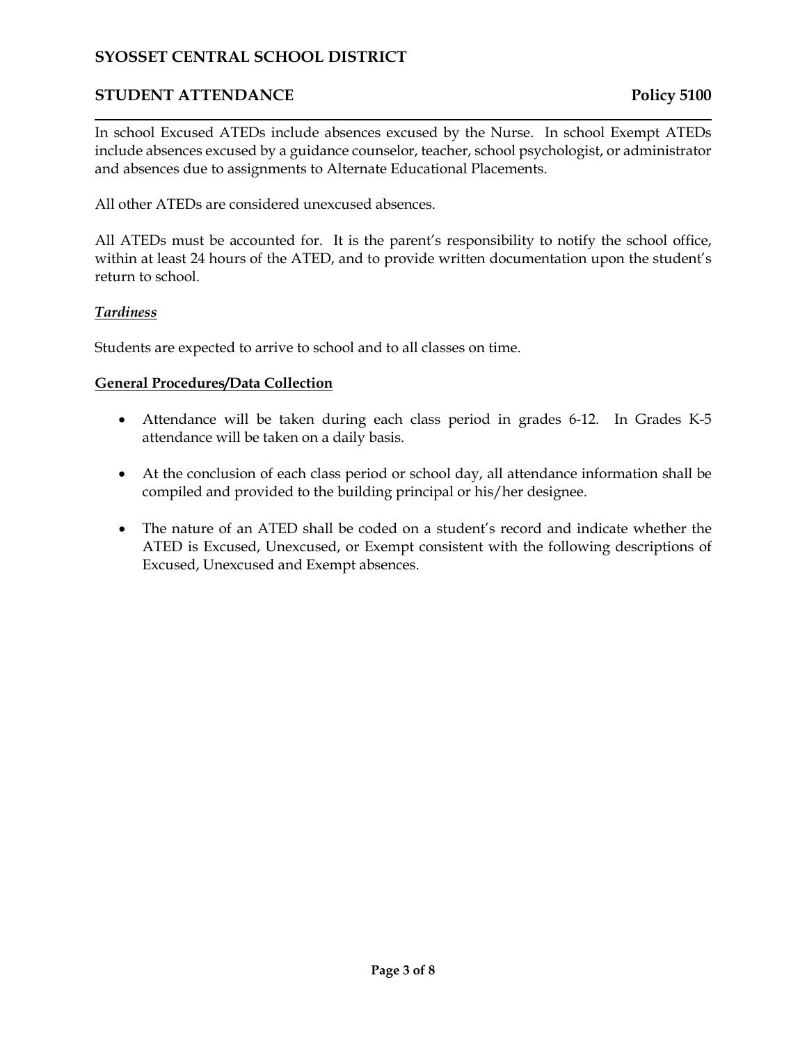In school Excused ATEDs include absences excused by the Nurse. In school Exempt ATEDs include absences excused by a guidance counselor, teacher, school psychologist, or administrator and absences due to assignments to Alternate Educational Placements.

All other ATEDs are considered unexcused absences.

All ATEDs must be accounted for. It is the parent's responsibility to notify the school office, within at least 24 hours of the ATED, and to provide written documentation upon the student's return to school.

***Tardiness***

Students are expected to arrive to school and to all classes on time.

**General Procedures/Data Collection**

- Attendance will be taken during each class period in grades 6-12. In Grades K-5 attendance will be taken on a daily basis.
- At the conclusion of each class period or school day, all attendance information shall be compiled and provided to the building principal or his/her designee.
- The nature of an ATED shall be coded on a student's record and indicate whether the ATED is Excused, Unexcused, or Exempt consistent with the following descriptions of Excused, Unexcused and Exempt absences.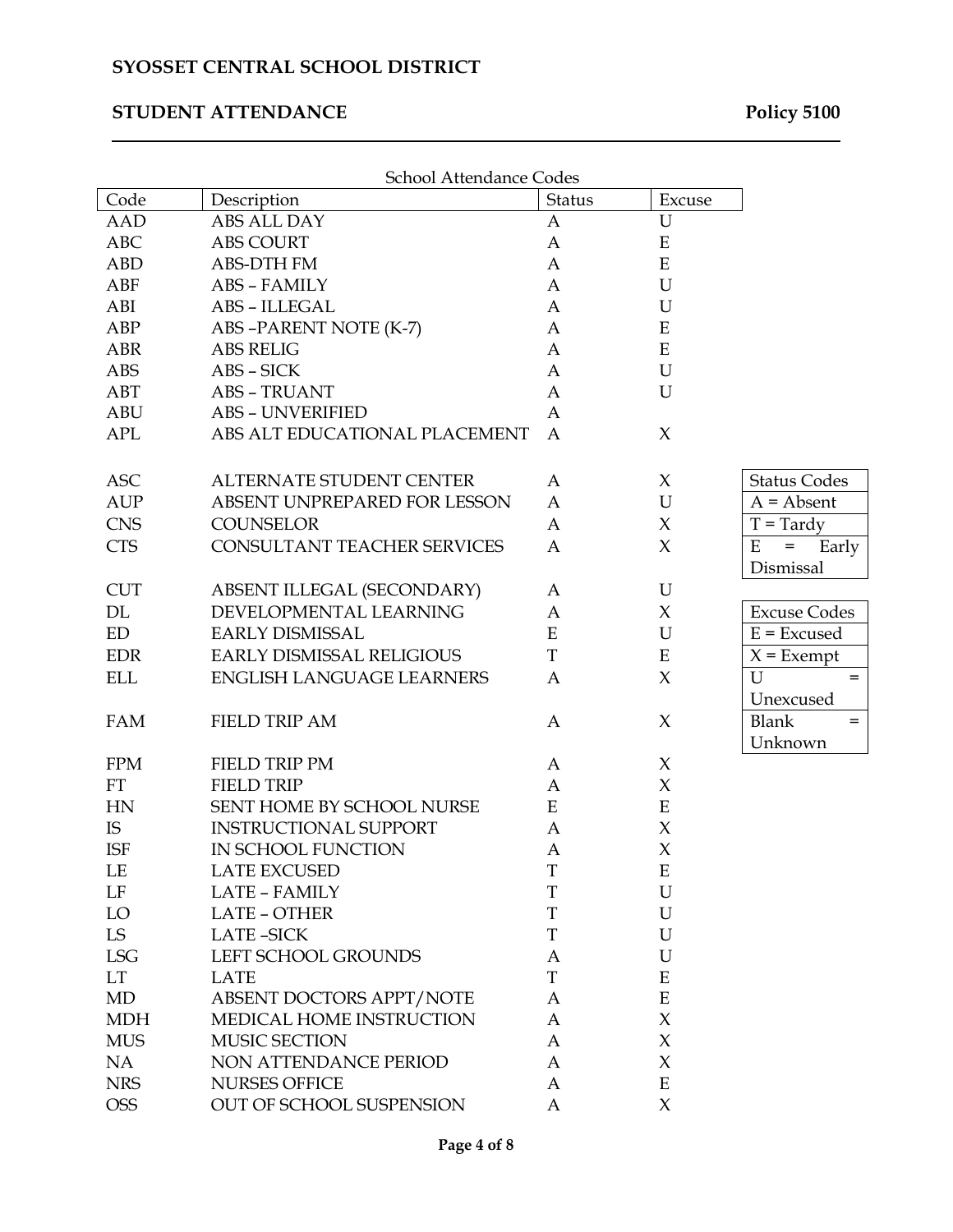School Attendance Codes

| Code | Description | Status | Excuse |
|---|---|---|---|
| AAD | ABS ALL DAY | A | U |
| ABC | ABS COURT | A | E |
| ABD | ABS-DTH FM | A | E |
| ABF | ABS – FAMILY | A | U |
| ABI | ABS – ILLEGAL | A | U |
| ABP | ABS –PARENT NOTE (K-7) | A | E |
| ABR | ABS RELIG | A | E |
| ABS | ABS – SICK | A | U |
| ABT | ABS – TRUANT | A | U |
| ABU | ABS – UNVERIFIED | A | |
| APL | ABS ALT EDUCATIONAL PLACEMENT | A | X |
| ASC | ALTERNATE STUDENT CENTER | A | X |
| AUP | ABSENT UNPREPARED FOR LESSON | A | U |
| CNS | COUNSELOR | A | X |
| CTS | CONSULTANT TEACHER SERVICES | A | X |
| CUT | ABSENT ILLEGAL (SECONDARY) | A | U |
| DL | DEVELOPMENTAL LEARNING | A | X |
| ED | EARLY DISMISSAL | E | U |
| EDR | EARLY DISMISSAL RELIGIOUS | T | E |
| ELL | ENGLISH LANGUAGE LEARNERS | A | X |
| FAM | FIELD TRIP AM | A | X |
| FPM | FIELD TRIP PM | A | X |
| FT | FIELD TRIP | A | X |
| HN | SENT HOME BY SCHOOL NURSE | E | E |
| IS | INSTRUCTIONAL SUPPORT | A | X |
| ISF | IN SCHOOL FUNCTION | A | X |
| LE | LATE EXCUSED | T | E |
| LF | LATE – FAMILY | T | U |
| LO | LATE – OTHER | T | U |
| LS | LATE –SICK | T | U |
| LSG | LEFT SCHOOL GROUNDS | A | U |
| LT | LATE | T | E |
| MD | ABSENT DOCTORS APPT/NOTE | A | E |
| MDH | MEDICAL HOME INSTRUCTION | A | X |
| MUS | MUSIC SECTION | A | X |
| NA | NON ATTENDANCE PERIOD | A | X |
| NRS | NURSES OFFICE | A | E |
| OSS | OUT OF SCHOOL SUSPENSION | A | X |

| Status Codes |
|---|
| A = Absent |
| T = Tardy |
| E = Early Dismissal |

| Excuse Codes |
|---|
| E = Excused |
| X = Exempt |
| U = Unexcused |
| Blank = Unknown |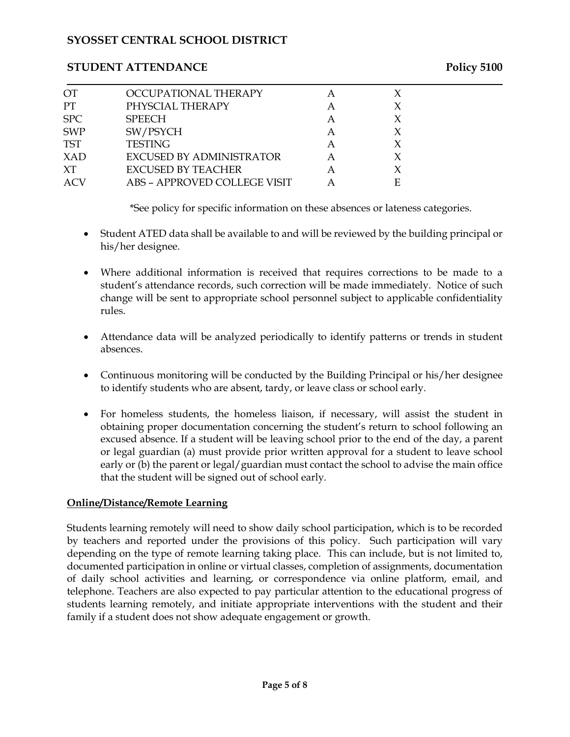| | | | |
|---|---|---|---|
| OT | OCCUPATIONAL THERAPY | A | X |
| PT | PHYSCIAL THERAPY | A | X |
| SPC | SPEECH | A | X |
| SWP | SW/PSYCH | A | X |
| TST | TESTING | A | X |
| XAD | EXCUSED BY ADMINISTRATOR | A | X |
| XT | EXCUSED BY TEACHER | A | X |
| ACV | ABS – APPROVED COLLEGE VISIT | A | E |

*See policy for specific information on these absences or lateness categories.

- Student ATED data shall be available to and will be reviewed by the building principal or his/her designee.

- Where additional information is received that requires corrections to be made to a student's attendance records, such correction will be made immediately. Notice of such change will be sent to appropriate school personnel subject to applicable confidentiality rules.

- Attendance data will be analyzed periodically to identify patterns or trends in student absences.

- Continuous monitoring will be conducted by the Building Principal or his/her designee to identify students who are absent, tardy, or leave class or school early.

- For homeless students, the homeless liaison, if necessary, will assist the student in obtaining proper documentation concerning the student's return to school following an excused absence. If a student will be leaving school prior to the end of the day, a parent or legal guardian (a) must provide prior written approval for a student to leave school early or (b) the parent or legal/guardian must contact the school to advise the main office that the student will be signed out of school early.

**Online/Distance/Remote Learning**

Students learning remotely will need to show daily school participation, which is to be recorded by teachers and reported under the provisions of this policy. Such participation will vary depending on the type of remote learning taking place. This can include, but is not limited to, documented participation in online or virtual classes, completion of assignments, documentation of daily school activities and learning, or correspondence via online platform, email, and telephone. Teachers are also expected to pay particular attention to the educational progress of students learning remotely, and initiate appropriate interventions with the student and their family if a student does not show adequate engagement or growth.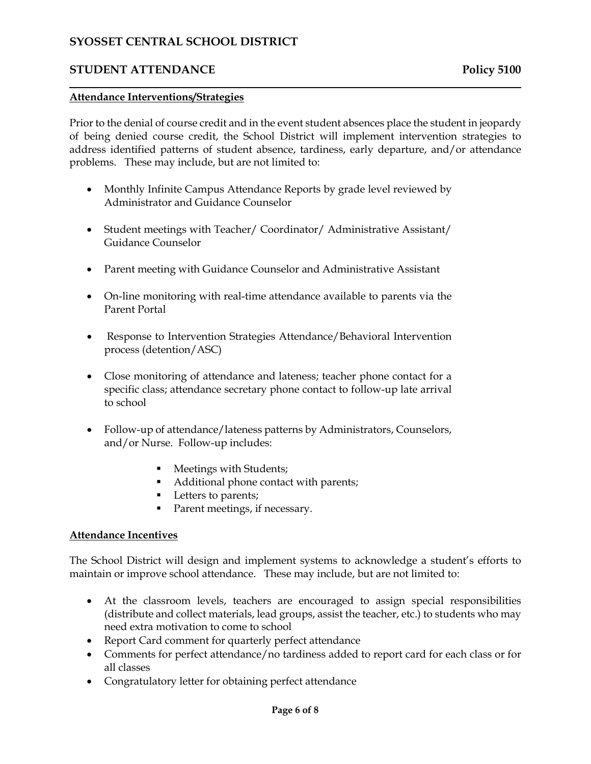## Attendance Interventions/Strategies

Prior to the denial of course credit and in the event student absences place the student in jeopardy of being denied course credit, the School District will implement intervention strategies to address identified patterns of student absence, tardiness, early departure, and/or attendance problems. These may include, but are not limited to:

- Monthly Infinite Campus Attendance Reports by grade level reviewed by Administrator and Guidance Counselor
- Student meetings with Teacher/ Coordinator/ Administrative Assistant/ Guidance Counselor
- Parent meeting with Guidance Counselor and Administrative Assistant
- On-line monitoring with real-time attendance available to parents via the Parent Portal
- Response to Intervention Strategies Attendance/Behavioral Intervention process (detention/ASC)
- Close monitoring of attendance and lateness; teacher phone contact for a specific class; attendance secretary phone contact to follow-up late arrival to school
- Follow-up of attendance/lateness patterns by Administrators, Counselors, and/or Nurse. Follow-up includes:
  - Meetings with Students;
  - Additional phone contact with parents;
  - Letters to parents;
  - Parent meetings, if necessary.

## Attendance Incentives

The School District will design and implement systems to acknowledge a student's efforts to maintain or improve school attendance. These may include, but are not limited to:

- At the classroom levels, teachers are encouraged to assign special responsibilities (distribute and collect materials, lead groups, assist the teacher, etc.) to students who may need extra motivation to come to school
- Report Card comment for quarterly perfect attendance
- Comments for perfect attendance/no tardiness added to report card for each class or for all classes
- Congratulatory letter for obtaining perfect attendance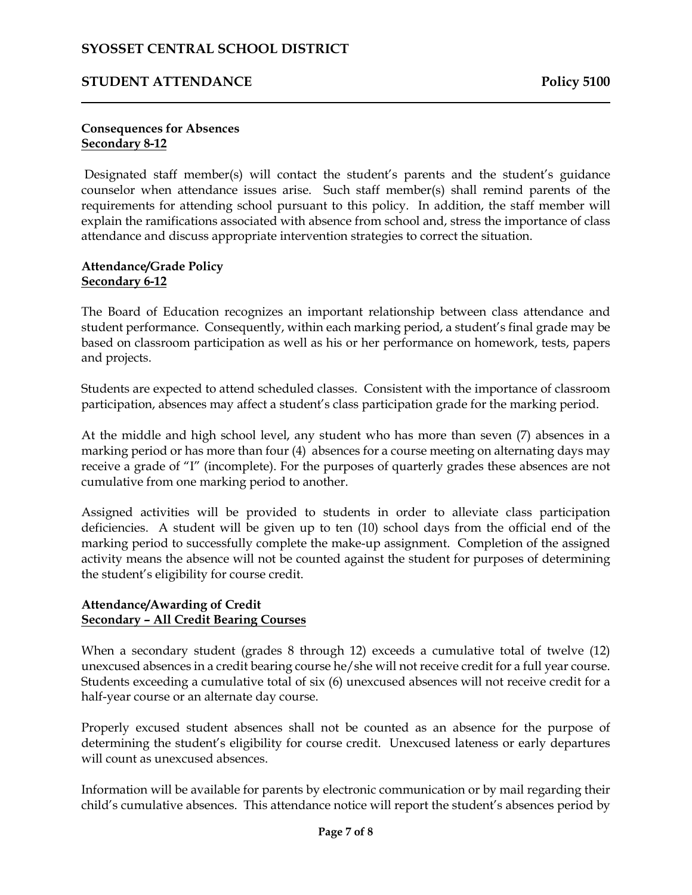**Consequences for Absences**
**Secondary 8-12**

Designated staff member(s) will contact the student's parents and the student's guidance counselor when attendance issues arise. Such staff member(s) shall remind parents of the requirements for attending school pursuant to this policy. In addition, the staff member will explain the ramifications associated with absence from school and, stress the importance of class attendance and discuss appropriate intervention strategies to correct the situation.

**Attendance/Grade Policy**
**Secondary 6-12**

The Board of Education recognizes an important relationship between class attendance and student performance. Consequently, within each marking period, a student's final grade may be based on classroom participation as well as his or her performance on homework, tests, papers and projects.

Students are expected to attend scheduled classes. Consistent with the importance of classroom participation, absences may affect a student's class participation grade for the marking period.

At the middle and high school level, any student who has more than seven (7) absences in a marking period or has more than four (4) absences for a course meeting on alternating days may receive a grade of "I" (incomplete). For the purposes of quarterly grades these absences are not cumulative from one marking period to another.

Assigned activities will be provided to students in order to alleviate class participation deficiencies. A student will be given up to ten (10) school days from the official end of the marking period to successfully complete the make-up assignment. Completion of the assigned activity means the absence will not be counted against the student for purposes of determining the student's eligibility for course credit.

**Attendance/Awarding of Credit**
**Secondary – All Credit Bearing Courses**

When a secondary student (grades 8 through 12) exceeds a cumulative total of twelve (12) unexcused absences in a credit bearing course he/she will not receive credit for a full year course. Students exceeding a cumulative total of six (6) unexcused absences will not receive credit for a half-year course or an alternate day course.

Properly excused student absences shall not be counted as an absence for the purpose of determining the student's eligibility for course credit. Unexcused lateness or early departures will count as unexcused absences.

Information will be available for parents by electronic communication or by mail regarding their child's cumulative absences. This attendance notice will report the student's absences period by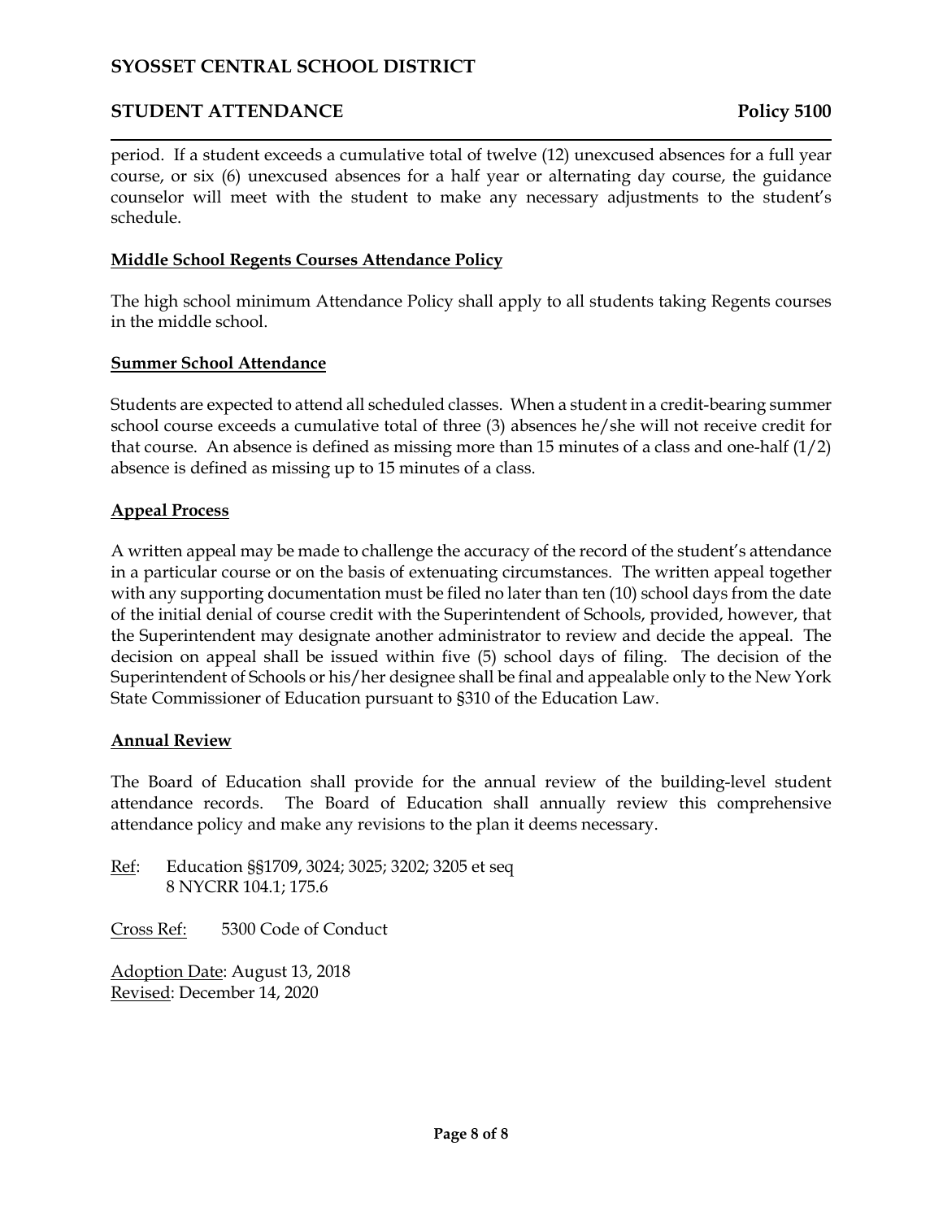period. If a student exceeds a cumulative total of twelve (12) unexcused absences for a full year course, or six (6) unexcused absences for a half year or alternating day course, the guidance counselor will meet with the student to make any necessary adjustments to the student's schedule.

**Middle School Regents Courses Attendance Policy**

The high school minimum Attendance Policy shall apply to all students taking Regents courses in the middle school.

**Summer School Attendance**

Students are expected to attend all scheduled classes. When a student in a credit-bearing summer school course exceeds a cumulative total of three (3) absences he/she will not receive credit for that course. An absence is defined as missing more than 15 minutes of a class and one-half (1/2) absence is defined as missing up to 15 minutes of a class.

**Appeal Process**

A written appeal may be made to challenge the accuracy of the record of the student's attendance in a particular course or on the basis of extenuating circumstances. The written appeal together with any supporting documentation must be filed no later than ten (10) school days from the date of the initial denial of course credit with the Superintendent of Schools, provided, however, that the Superintendent may designate another administrator to review and decide the appeal. The decision on appeal shall be issued within five (5) school days of filing. The decision of the Superintendent of Schools or his/her designee shall be final and appealable only to the New York State Commissioner of Education pursuant to §310 of the Education Law.

**Annual Review**

The Board of Education shall provide for the annual review of the building-level student attendance records. The Board of Education shall annually review this comprehensive attendance policy and make any revisions to the plan it deems necessary.

Ref: Education §§1709, 3024; 3025; 3202; 3205 et seq
8 NYCRR 104.1; 175.6

Cross Ref: 5300 Code of Conduct

Adoption Date: August 13, 2018
Revised: December 14, 2020